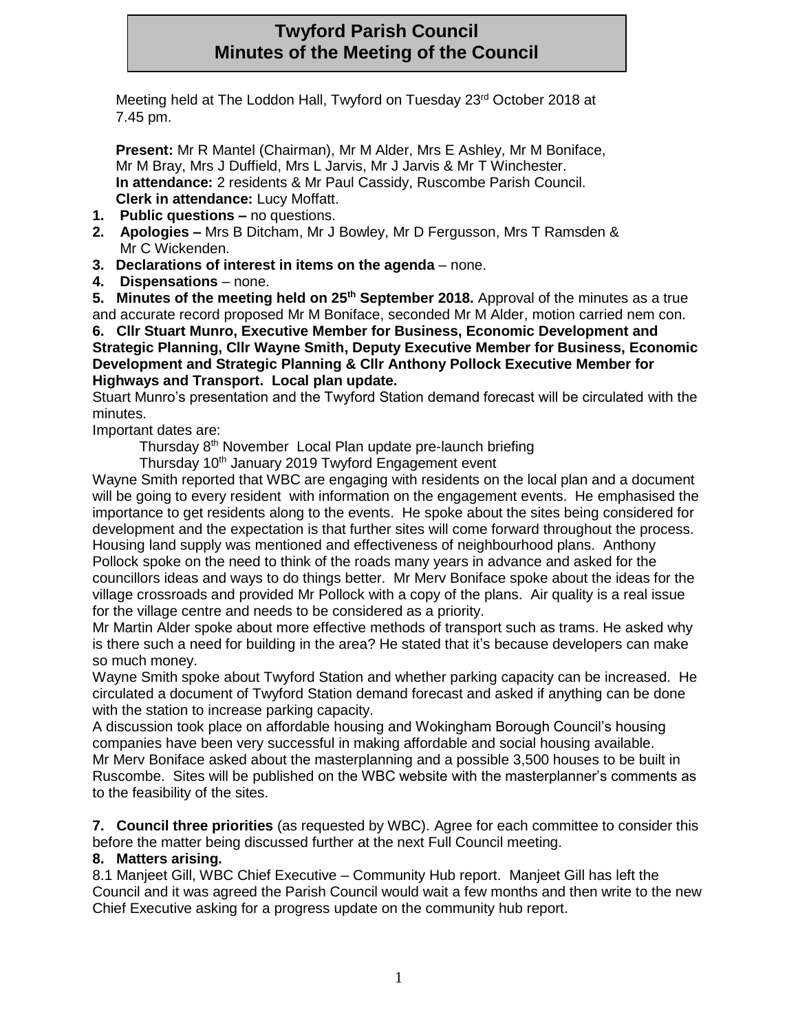# Twyford Parish Council
# Minutes of the Meeting of the Council

Meeting held at The Loddon Hall, Twyford on Tuesday 23rd October 2018 at 7.45 pm.

**Present:** Mr R Mantel (Chairman), Mr M Alder, Mrs E Ashley, Mr M Boniface, Mr M Bray, Mrs J Duffield, Mrs L Jarvis, Mr J Jarvis & Mr T Winchester.
**In attendance:** 2 residents & Mr Paul Cassidy, Ruscombe Parish Council.
**Clerk in attendance:** Lucy Moffatt.

1. **Public questions –** no questions.
2. **Apologies –** Mrs B Ditcham, Mr J Bowley, Mr D Fergusson, Mrs T Ramsden & Mr C Wickenden.
3. **Declarations of interest in items on the agenda** – none.
4. **Dispensations** – none.
5. **Minutes of the meeting held on 25th September 2018.** Approval of the minutes as a true and accurate record proposed Mr M Boniface, seconded Mr M Alder, motion carried nem con.
6. **Cllr Stuart Munro, Executive Member for Business, Economic Development and Strategic Planning, Cllr Wayne Smith, Deputy Executive Member for Business, Economic Development and Strategic Planning & Cllr Anthony Pollock Executive Member for Highways and Transport. Local plan update.**

Stuart Munro's presentation and the Twyford Station demand forecast will be circulated with the minutes.

Important dates are:

Thursday 8th November Local Plan update pre-launch briefing
Thursday 10th January 2019 Twyford Engagement event

Wayne Smith reported that WBC are engaging with residents on the local plan and a document will be going to every resident with information on the engagement events. He emphasised the importance to get residents along to the events. He spoke about the sites being considered for development and the expectation is that further sites will come forward throughout the process. Housing land supply was mentioned and effectiveness of neighbourhood plans. Anthony Pollock spoke on the need to think of the roads many years in advance and asked for the councillors ideas and ways to do things better. Mr Merv Boniface spoke about the ideas for the village crossroads and provided Mr Pollock with a copy of the plans. Air quality is a real issue for the village centre and needs to be considered as a priority.

Mr Martin Alder spoke about more effective methods of transport such as trams. He asked why is there such a need for building in the area? He stated that it's because developers can make so much money.

Wayne Smith spoke about Twyford Station and whether parking capacity can be increased. He circulated a document of Twyford Station demand forecast and asked if anything can be done with the station to increase parking capacity.

A discussion took place on affordable housing and Wokingham Borough Council's housing companies have been very successful in making affordable and social housing available.

Mr Merv Boniface asked about the masterplanning and a possible 3,500 houses to be built in Ruscombe. Sites will be published on the WBC website with the masterplanner's comments as to the feasibility of the sites.

7. **Council three priorities** (as requested by WBC). Agree for each committee to consider this before the matter being discussed further at the next Full Council meeting.
8. **Matters arising.**

8.1 Manjeet Gill, WBC Chief Executive – Community Hub report. Manjeet Gill has left the Council and it was agreed the Parish Council would wait a few months and then write to the new Chief Executive asking for a progress update on the community hub report.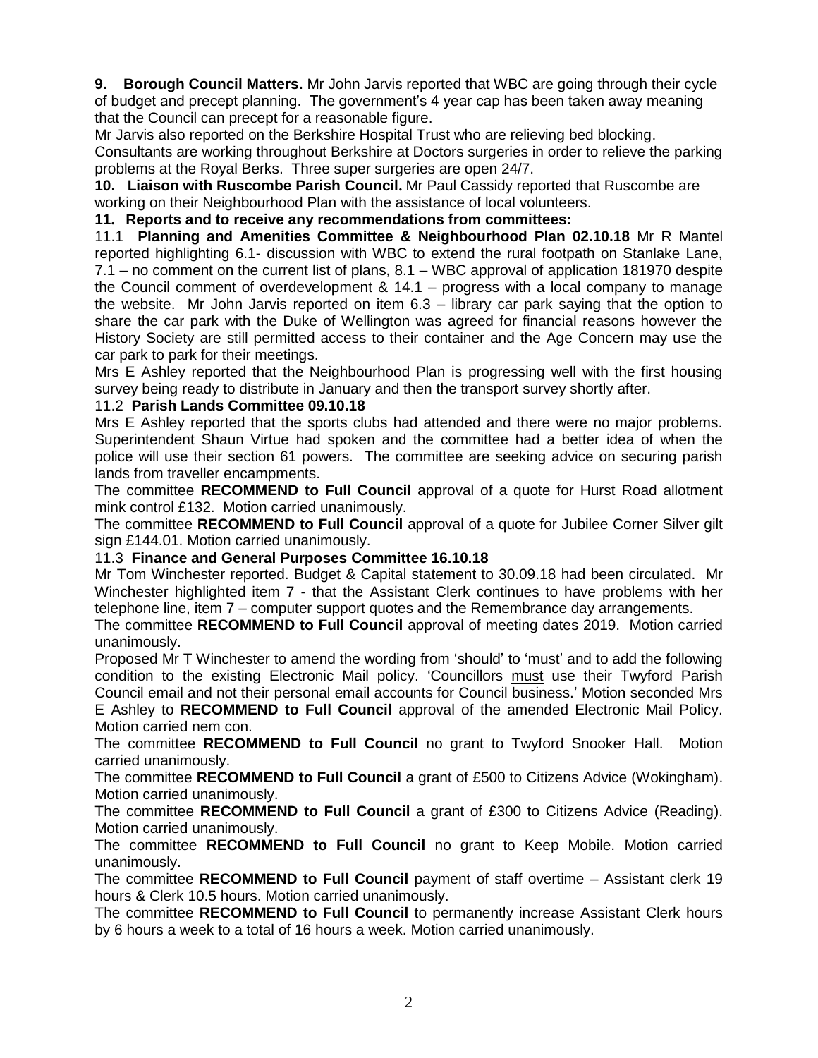**9. Borough Council Matters.** Mr John Jarvis reported that WBC are going through their cycle of budget and precept planning. The government's 4 year cap has been taken away meaning that the Council can precept for a reasonable figure.

Mr Jarvis also reported on the Berkshire Hospital Trust who are relieving bed blocking. Consultants are working throughout Berkshire at Doctors surgeries in order to relieve the parking problems at the Royal Berks. Three super surgeries are open 24/7.

**10. Liaison with Ruscombe Parish Council.** Mr Paul Cassidy reported that Ruscombe are working on their Neighbourhood Plan with the assistance of local volunteers.

**11. Reports and to receive any recommendations from committees:**

11.1 **Planning and Amenities Committee & Neighbourhood Plan 02.10.18** Mr R Mantel reported highlighting 6.1- discussion with WBC to extend the rural footpath on Stanlake Lane, 7.1 – no comment on the current list of plans, 8.1 – WBC approval of application 181970 despite the Council comment of overdevelopment & 14.1 – progress with a local company to manage the website. Mr John Jarvis reported on item 6.3 – library car park saying that the option to share the car park with the Duke of Wellington was agreed for financial reasons however the History Society are still permitted access to their container and the Age Concern may use the car park to park for their meetings.

Mrs E Ashley reported that the Neighbourhood Plan is progressing well with the first housing survey being ready to distribute in January and then the transport survey shortly after.

11.2 **Parish Lands Committee 09.10.18**

Mrs E Ashley reported that the sports clubs had attended and there were no major problems. Superintendent Shaun Virtue had spoken and the committee had a better idea of when the police will use their section 61 powers. The committee are seeking advice on securing parish lands from traveller encampments.

The committee **RECOMMEND to Full Council** approval of a quote for Hurst Road allotment mink control £132. Motion carried unanimously.

The committee **RECOMMEND to Full Council** approval of a quote for Jubilee Corner Silver gilt sign £144.01. Motion carried unanimously.

11.3 **Finance and General Purposes Committee 16.10.18**

Mr Tom Winchester reported. Budget & Capital statement to 30.09.18 had been circulated. Mr Winchester highlighted item 7 - that the Assistant Clerk continues to have problems with her telephone line, item 7 – computer support quotes and the Remembrance day arrangements.

The committee **RECOMMEND to Full Council** approval of meeting dates 2019. Motion carried unanimously.

Proposed Mr T Winchester to amend the wording from 'should' to 'must' and to add the following condition to the existing Electronic Mail policy. 'Councillors must use their Twyford Parish Council email and not their personal email accounts for Council business.' Motion seconded Mrs E Ashley to **RECOMMEND to Full Council** approval of the amended Electronic Mail Policy. Motion carried nem con.

The committee **RECOMMEND to Full Council** no grant to Twyford Snooker Hall. Motion carried unanimously.

The committee **RECOMMEND to Full Council** a grant of £500 to Citizens Advice (Wokingham). Motion carried unanimously.

The committee **RECOMMEND to Full Council** a grant of £300 to Citizens Advice (Reading). Motion carried unanimously.

The committee **RECOMMEND to Full Council** no grant to Keep Mobile. Motion carried unanimously.

The committee **RECOMMEND to Full Council** payment of staff overtime – Assistant clerk 19 hours & Clerk 10.5 hours. Motion carried unanimously.

The committee **RECOMMEND to Full Council** to permanently increase Assistant Clerk hours by 6 hours a week to a total of 16 hours a week. Motion carried unanimously.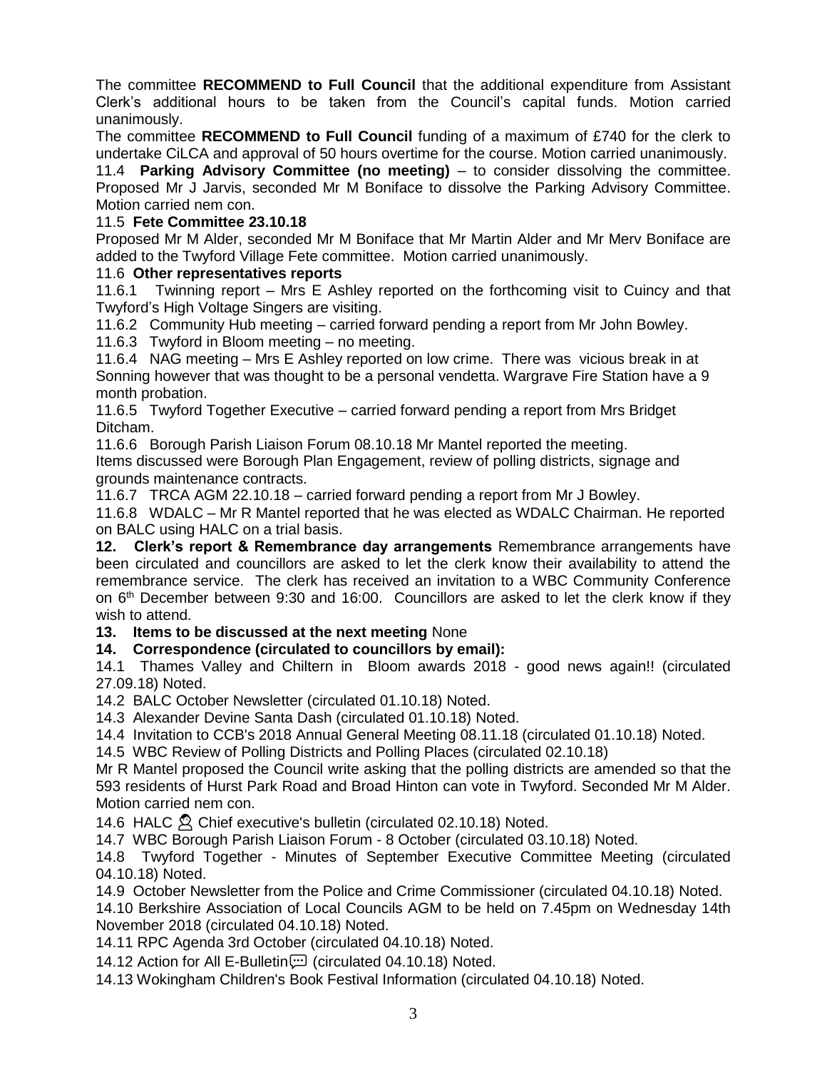The committee **RECOMMEND to Full Council** that the additional expenditure from Assistant Clerk's additional hours to be taken from the Council's capital funds. Motion carried unanimously.

The committee **RECOMMEND to Full Council** funding of a maximum of £740 for the clerk to undertake CiLCA and approval of 50 hours overtime for the course. Motion carried unanimously.

11.4 **Parking Advisory Committee (no meeting)** – to consider dissolving the committee. Proposed Mr J Jarvis, seconded Mr M Boniface to dissolve the Parking Advisory Committee. Motion carried nem con.

11.5 **Fete Committee 23.10.18**

Proposed Mr M Alder, seconded Mr M Boniface that Mr Martin Alder and Mr Merv Boniface are added to the Twyford Village Fete committee. Motion carried unanimously.

11.6 **Other representatives reports**

11.6.1 Twinning report – Mrs E Ashley reported on the forthcoming visit to Cuincy and that Twyford's High Voltage Singers are visiting.

11.6.2 Community Hub meeting – carried forward pending a report from Mr John Bowley.

11.6.3 Twyford in Bloom meeting – no meeting.

11.6.4 NAG meeting – Mrs E Ashley reported on low crime. There was vicious break in at Sonning however that was thought to be a personal vendetta. Wargrave Fire Station have a 9 month probation.

11.6.5 Twyford Together Executive – carried forward pending a report from Mrs Bridget Ditcham.

11.6.6 Borough Parish Liaison Forum 08.10.18 Mr Mantel reported the meeting.
Items discussed were Borough Plan Engagement, review of polling districts, signage and grounds maintenance contracts.

11.6.7 TRCA AGM 22.10.18 – carried forward pending a report from Mr J Bowley.

11.6.8 WDALC – Mr R Mantel reported that he was elected as WDALC Chairman. He reported on BALC using HALC on a trial basis.

**12. Clerk's report & Remembrance day arrangements** Remembrance arrangements have been circulated and councillors are asked to let the clerk know their availability to attend the remembrance service. The clerk has received an invitation to a WBC Community Conference on 6th December between 9:30 and 16:00. Councillors are asked to let the clerk know if they wish to attend.

**13. Items to be discussed at the next meeting** None

**14. Correspondence (circulated to councillors by email):**

14.1 Thames Valley and Chiltern in Bloom awards 2018 - good news again!! (circulated 27.09.18) Noted.

14.2 BALC October Newsletter (circulated 01.10.18) Noted.

14.3 Alexander Devine Santa Dash (circulated 01.10.18) Noted.

14.4 Invitation to CCB's 2018 Annual General Meeting 08.11.18 (circulated 01.10.18) Noted.

14.5 WBC Review of Polling Districts and Polling Places (circulated 02.10.18)
Mr R Mantel proposed the Council write asking that the polling districts are amended so that the 593 residents of Hurst Park Road and Broad Hinton can vote in Twyford. Seconded Mr M Alder. Motion carried nem con.

14.6 HALC Chief executive's bulletin (circulated 02.10.18) Noted.

14.7 WBC Borough Parish Liaison Forum - 8 October (circulated 03.10.18) Noted.

14.8 Twyford Together - Minutes of September Executive Committee Meeting (circulated 04.10.18) Noted.

14.9 October Newsletter from the Police and Crime Commissioner (circulated 04.10.18) Noted.

14.10 Berkshire Association of Local Councils AGM to be held on 7.45pm on Wednesday 14th November 2018 (circulated 04.10.18) Noted.

14.11 RPC Agenda 3rd October (circulated 04.10.18) Noted.

14.12 Action for All E-Bulletin (circulated 04.10.18) Noted.

14.13 Wokingham Children's Book Festival Information (circulated 04.10.18) Noted.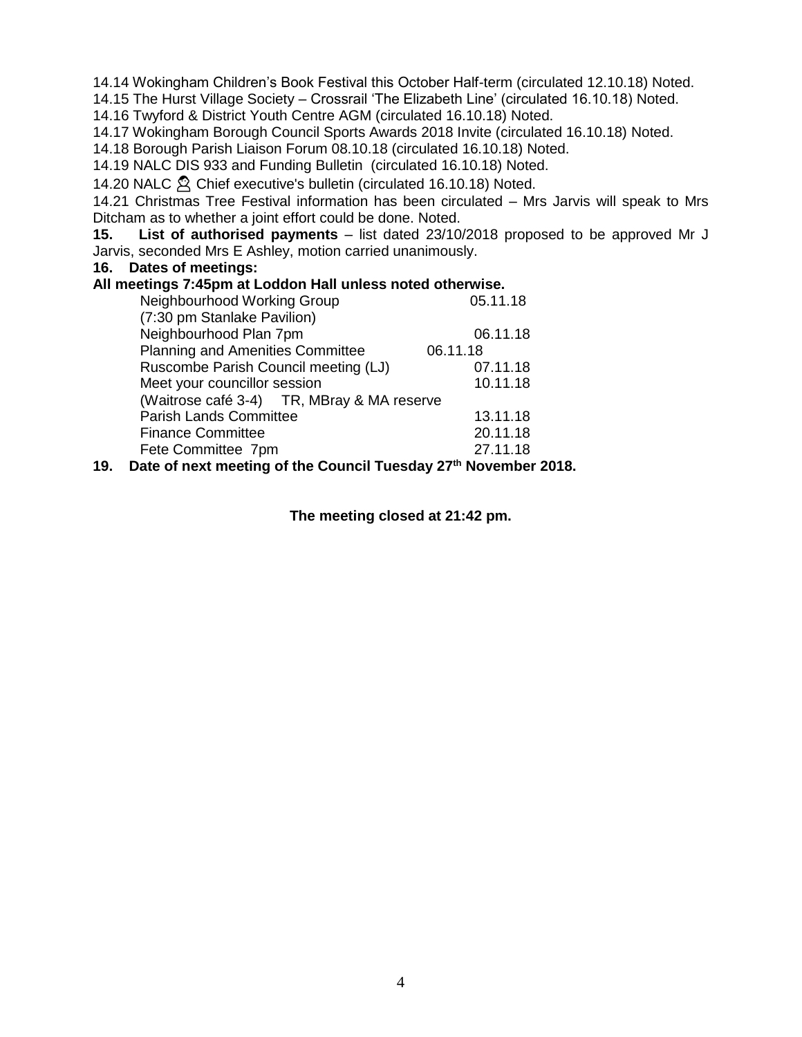14.14 Wokingham Children's Book Festival this October Half-term (circulated 12.10.18) Noted.

14.15 The Hurst Village Society – Crossrail 'The Elizabeth Line' (circulated 16.10.18) Noted.

14.16 Twyford & District Youth Centre AGM (circulated 16.10.18) Noted.

14.17 Wokingham Borough Council Sports Awards 2018 Invite (circulated 16.10.18) Noted.

14.18 Borough Parish Liaison Forum 08.10.18 (circulated 16.10.18) Noted.

14.19 NALC DIS 933 and Funding Bulletin (circulated 16.10.18) Noted.

14.20 NALC Chief executive's bulletin (circulated 16.10.18) Noted.

14.21 Christmas Tree Festival information has been circulated – Mrs Jarvis will speak to Mrs Ditcham as to whether a joint effort could be done. Noted.

**15. List of authorised payments** – list dated 23/10/2018 proposed to be approved Mr J Jarvis, seconded Mrs E Ashley, motion carried unanimously.

**16. Dates of meetings:**

**All meetings 7:45pm at Loddon Hall unless noted otherwise.**

| | |
|---|---|
| Neighbourhood Working Group (7:30 pm Stanlake Pavilion) | 05.11.18 |
| Neighbourhood Plan 7pm | 06.11.18 |
| Planning and Amenities Committee | 06.11.18 |
| Ruscombe Parish Council meeting (LJ) | 07.11.18 |
| Meet your councillor session (Waitrose café 3-4) TR, MBray & MA reserve | 10.11.18 |
| Parish Lands Committee | 13.11.18 |
| Finance Committee | 20.11.18 |
| Fete Committee 7pm | 27.11.18 |

**19. Date of next meeting of the Council Tuesday 27th November 2018.**

**The meeting closed at 21:42 pm.**